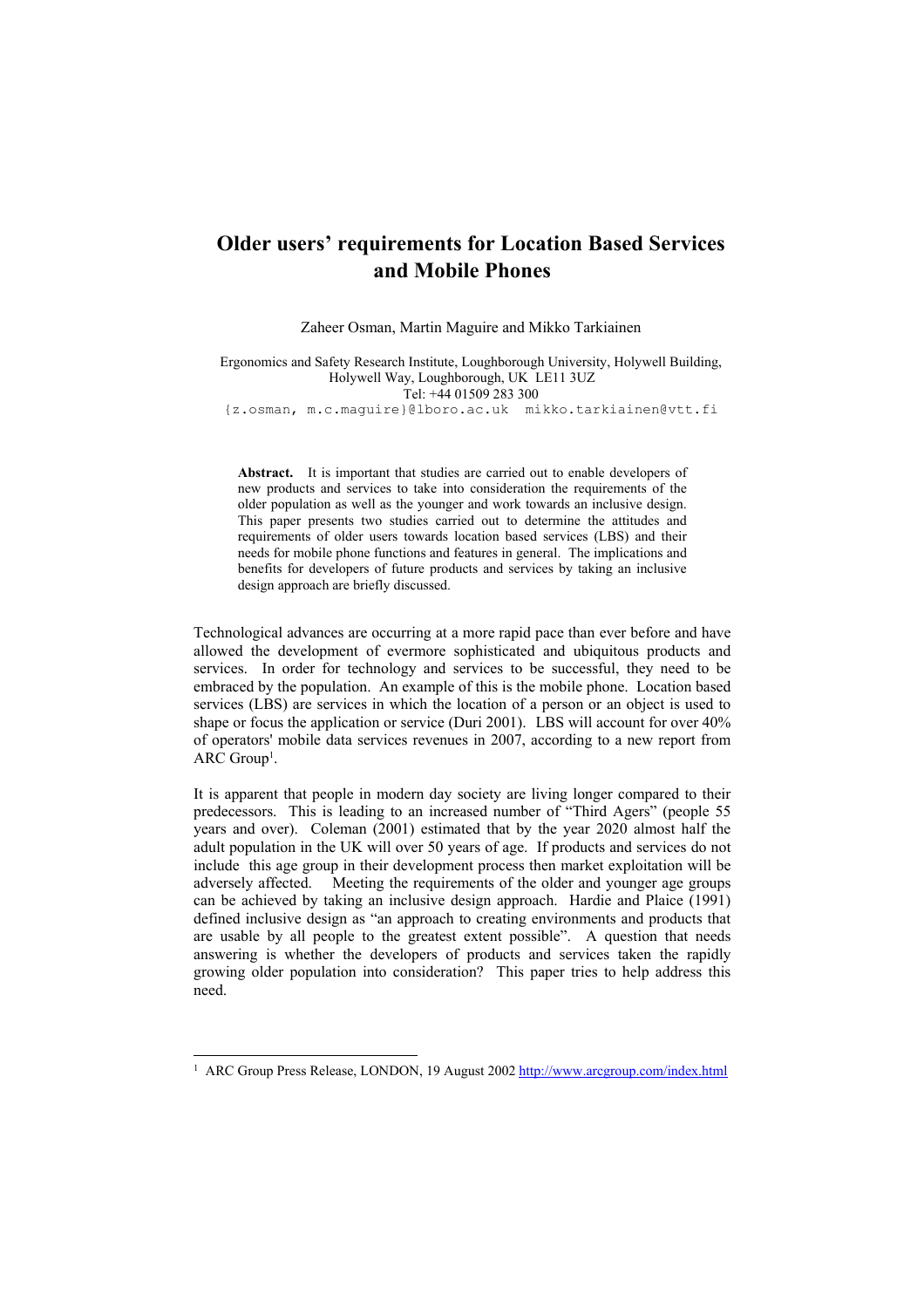# Older users' requirements for Location Based Services and Mobile Phones

Zaheer Osman, Martin Maguire and Mikko Tarkiainen

Ergonomics and Safety Research Institute, Loughborough University, Holywell Building, Holywell Way, Loughborough, UK LE11 3UZ
Tel: +44 01509 283 300
{z.osman, m.c.maguire}@lboro.ac.uk mikko.tarkiainen@vtt.fi

**Abstract.** It is important that studies are carried out to enable developers of new products and services to take into consideration the requirements of the older population as well as the younger and work towards an inclusive design. This paper presents two studies carried out to determine the attitudes and requirements of older users towards location based services (LBS) and their needs for mobile phone functions and features in general. The implications and benefits for developers of future products and services by taking an inclusive design approach are briefly discussed.

Technological advances are occurring at a more rapid pace than ever before and have allowed the development of evermore sophisticated and ubiquitous products and services. In order for technology and services to be successful, they need to be embraced by the population. An example of this is the mobile phone. Location based services (LBS) are services in which the location of a person or an object is used to shape or focus the application or service (Duri 2001). LBS will account for over 40% of operators' mobile data services revenues in 2007, according to a new report from ARC Group[1].

It is apparent that people in modern day society are living longer compared to their predecessors. This is leading to an increased number of "Third Agers" (people 55 years and over). Coleman (2001) estimated that by the year 2020 almost half the adult population in the UK will over 50 years of age. If products and services do not include this age group in their development process then market exploitation will be adversely affected. Meeting the requirements of the older and younger age groups can be achieved by taking an inclusive design approach. Hardie and Plaice (1991) defined inclusive design as "an approach to creating environments and products that are usable by all people to the greatest extent possible". A question that needs answering is whether the developers of products and services taken the rapidly growing older population into consideration? This paper tries to help address this need.

[1] ARC Group Press Release, LONDON, 19 August 2002 http://www.arcgroup.com/index.html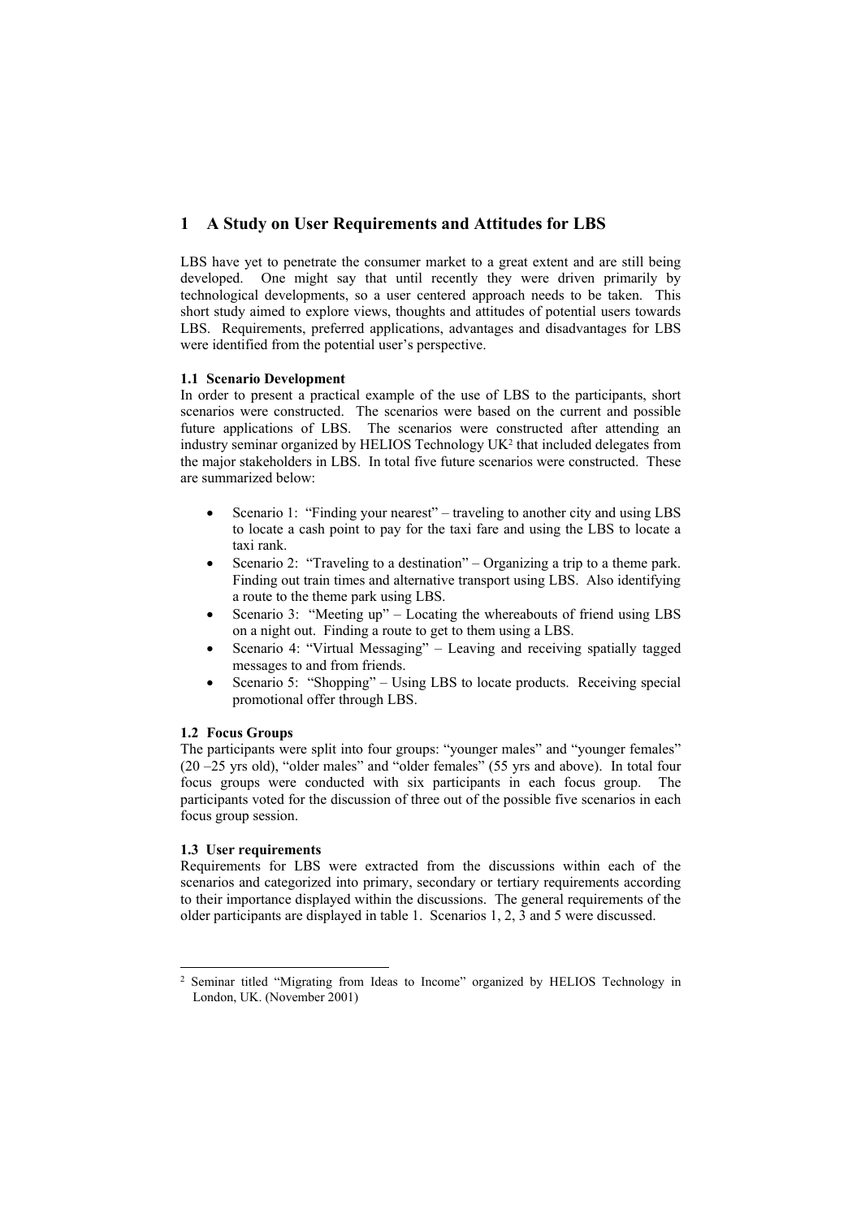# 1 A Study on User Requirements and Attitudes for LBS

LBS have yet to penetrate the consumer market to a great extent and are still being developed. One might say that until recently they were driven primarily by technological developments, so a user centered approach needs to be taken. This short study aimed to explore views, thoughts and attitudes of potential users towards LBS. Requirements, preferred applications, advantages and disadvantages for LBS were identified from the potential user's perspective.

### 1.1 Scenario Development

In order to present a practical example of the use of LBS to the participants, short scenarios were constructed. The scenarios were based on the current and possible future applications of LBS. The scenarios were constructed after attending an industry seminar organized by HELIOS Technology UK[2] that included delegates from the major stakeholders in LBS. In total five future scenarios were constructed. These are summarized below:

- Scenario 1: "Finding your nearest" – traveling to another city and using LBS to locate a cash point to pay for the taxi fare and using the LBS to locate a taxi rank.
- Scenario 2: "Traveling to a destination" – Organizing a trip to a theme park. Finding out train times and alternative transport using LBS. Also identifying a route to the theme park using LBS.
- Scenario 3: "Meeting up" – Locating the whereabouts of friend using LBS on a night out. Finding a route to get to them using a LBS.
- Scenario 4: "Virtual Messaging" – Leaving and receiving spatially tagged messages to and from friends.
- Scenario 5: "Shopping" – Using LBS to locate products. Receiving special promotional offer through LBS.

### 1.2 Focus Groups

The participants were split into four groups: "younger males" and "younger females" (20 –25 yrs old), "older males" and "older females" (55 yrs and above). In total four focus groups were conducted with six participants in each focus group. The participants voted for the discussion of three out of the possible five scenarios in each focus group session.

### 1.3 User requirements

Requirements for LBS were extracted from the discussions within each of the scenarios and categorized into primary, secondary or tertiary requirements according to their importance displayed within the discussions. The general requirements of the older participants are displayed in table 1. Scenarios 1, 2, 3 and 5 were discussed.

[2] Seminar titled "Migrating from Ideas to Income" organized by HELIOS Technology in London, UK. (November 2001)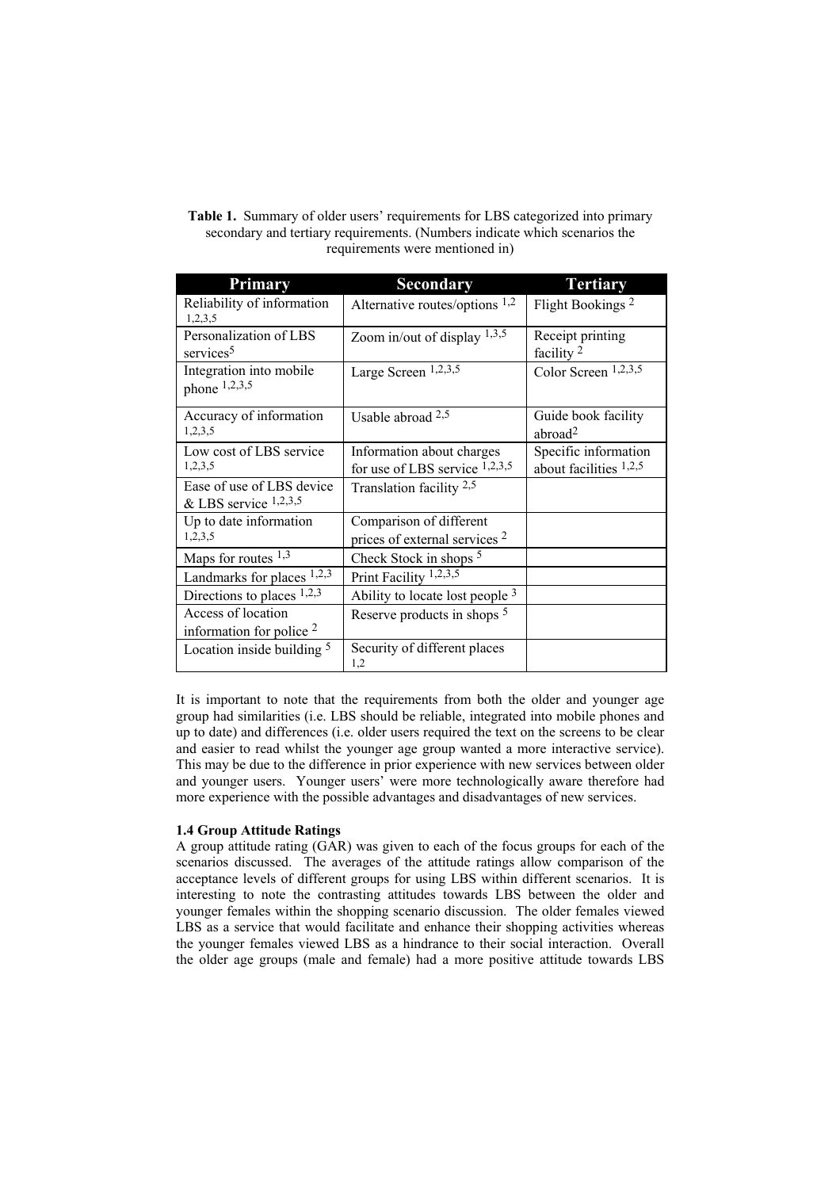**Table 1.** Summary of older users' requirements for LBS categorized into primary secondary and tertiary requirements. (Numbers indicate which scenarios the requirements were mentioned in)

| Primary | Secondary | Tertiary |
|---|---|---|
| Reliability of information [1,2,3,5] | Alternative routes/options [1,2] | Flight Bookings [2] |
| Personalization of LBS services[5] | Zoom in/out of display [1,3,5] | Receipt printing facility [2] |
| Integration into mobile phone [1,2,3,5] | Large Screen [1,2,3,5] | Color Screen [1,2,3,5] |
| Accuracy of information [1,2,3,5] | Usable abroad [2,5] | Guide book facility abroad[2] |
| Low cost of LBS service [1,2,3,5] | Information about charges for use of LBS service [1,2,3,5] | Specific information about facilities [1,2,5] |
| Ease of use of LBS device & LBS service [1,2,3,5] | Translation facility [2,5] | |
| Up to date information [1,2,3,5] | Comparison of different prices of external services [2] | |
| Maps for routes [1,3] | Check Stock in shops [5] | |
| Landmarks for places [1,2,3] | Print Facility [1,2,3,5] | |
| Directions to places [1,2,3] | Ability to locate lost people [3] | |
| Access of location information for police [2] | Reserve products in shops [5] | |
| Location inside building [5] | Security of different places [1,2] | |

It is important to note that the requirements from both the older and younger age group had similarities (i.e. LBS should be reliable, integrated into mobile phones and up to date) and differences (i.e. older users required the text on the screens to be clear and easier to read whilst the younger age group wanted a more interactive service). This may be due to the difference in prior experience with new services between older and younger users. Younger users' were more technologically aware therefore had more experience with the possible advantages and disadvantages of new services.

### 1.4 Group Attitude Ratings

A group attitude rating (GAR) was given to each of the focus groups for each of the scenarios discussed. The averages of the attitude ratings allow comparison of the acceptance levels of different groups for using LBS within different scenarios. It is interesting to note the contrasting attitudes towards LBS between the older and younger females within the shopping scenario discussion. The older females viewed LBS as a service that would facilitate and enhance their shopping activities whereas the younger females viewed LBS as a hindrance to their social interaction. Overall the older age groups (male and female) had a more positive attitude towards LBS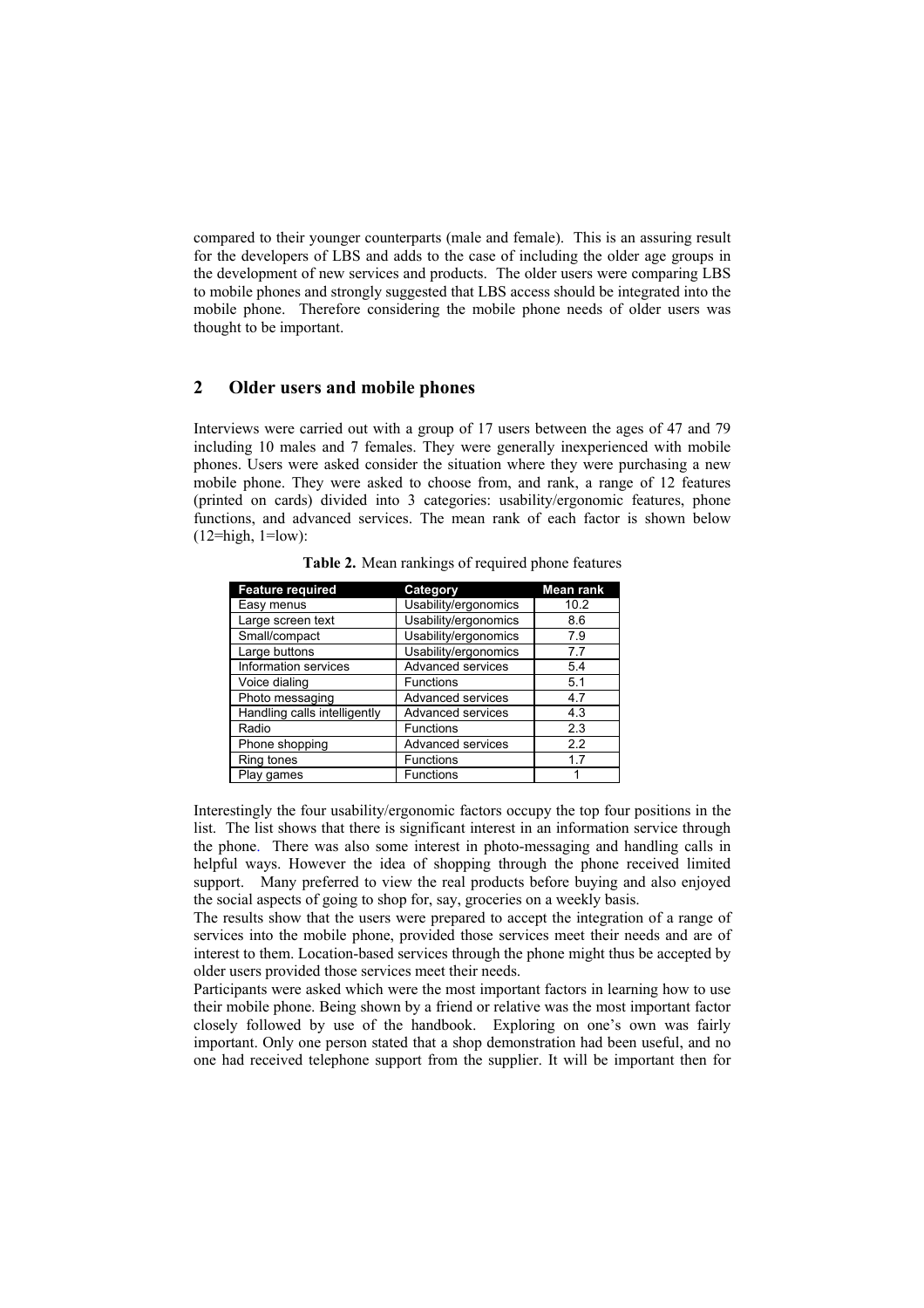compared to their younger counterparts (male and female). This is an assuring result for the developers of LBS and adds to the case of including the older age groups in the development of new services and products. The older users were comparing LBS to mobile phones and strongly suggested that LBS access should be integrated into the mobile phone. Therefore considering the mobile phone needs of older users was thought to be important.

## 2 Older users and mobile phones

Interviews were carried out with a group of 17 users between the ages of 47 and 79 including 10 males and 7 females. They were generally inexperienced with mobile phones. Users were asked consider the situation where they were purchasing a new mobile phone. They were asked to choose from, and rank, a range of 12 features (printed on cards) divided into 3 categories: usability/ergonomic features, phone functions, and advanced services. The mean rank of each factor is shown below (12=high, 1=low):

**Table 2.** Mean rankings of required phone features

| Feature required | Category | Mean rank |
|---|---|---|
| Easy menus | Usability/ergonomics | 10.2 |
| Large screen text | Usability/ergonomics | 8.6 |
| Small/compact | Usability/ergonomics | 7.9 |
| Large buttons | Usability/ergonomics | 7.7 |
| Information services | Advanced services | 5.4 |
| Voice dialing | Functions | 5.1 |
| Photo messaging | Advanced services | 4.7 |
| Handling calls intelligently | Advanced services | 4.3 |
| Radio | Functions | 2.3 |
| Phone shopping | Advanced services | 2.2 |
| Ring tones | Functions | 1.7 |
| Play games | Functions | 1 |

Interestingly the four usability/ergonomic factors occupy the top four positions in the list. The list shows that there is significant interest in an information service through the phone. There was also some interest in photo-messaging and handling calls in helpful ways. However the idea of shopping through the phone received limited support. Many preferred to view the real products before buying and also enjoyed the social aspects of going to shop for, say, groceries on a weekly basis.

The results show that the users were prepared to accept the integration of a range of services into the mobile phone, provided those services meet their needs and are of interest to them. Location-based services through the phone might thus be accepted by older users provided those services meet their needs.

Participants were asked which were the most important factors in learning how to use their mobile phone. Being shown by a friend or relative was the most important factor closely followed by use of the handbook. Exploring on one's own was fairly important. Only one person stated that a shop demonstration had been useful, and no one had received telephone support from the supplier. It will be important then for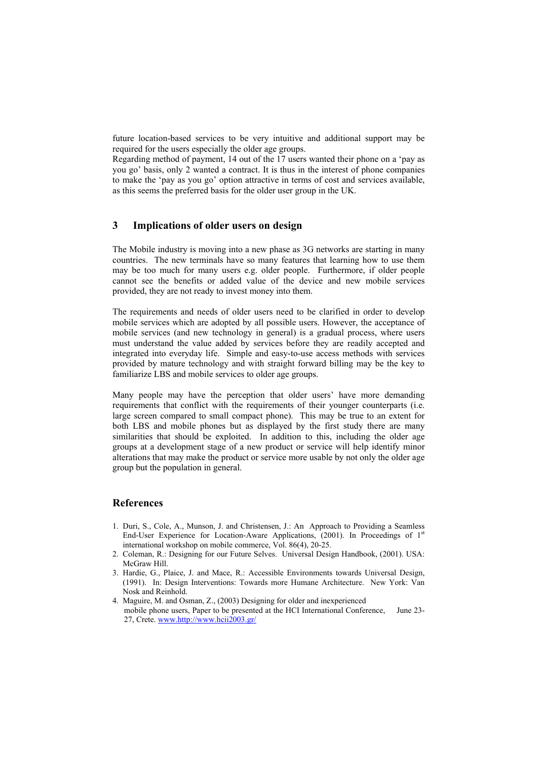future location-based services to be very intuitive and additional support may be required for the users especially the older age groups.

Regarding method of payment, 14 out of the 17 users wanted their phone on a 'pay as you go' basis, only 2 wanted a contract. It is thus in the interest of phone companies to make the 'pay as you go' option attractive in terms of cost and services available, as this seems the preferred basis for the older user group in the UK.

## 3 Implications of older users on design

The Mobile industry is moving into a new phase as 3G networks are starting in many countries. The new terminals have so many features that learning how to use them may be too much for many users e.g. older people. Furthermore, if older people cannot see the benefits or added value of the device and new mobile services provided, they are not ready to invest money into them.

The requirements and needs of older users need to be clarified in order to develop mobile services which are adopted by all possible users. However, the acceptance of mobile services (and new technology in general) is a gradual process, where users must understand the value added by services before they are readily accepted and integrated into everyday life. Simple and easy-to-use access methods with services provided by mature technology and with straight forward billing may be the key to familiarize LBS and mobile services to older age groups.

Many people may have the perception that older users' have more demanding requirements that conflict with the requirements of their younger counterparts (i.e. large screen compared to small compact phone). This may be true to an extent for both LBS and mobile phones but as displayed by the first study there are many similarities that should be exploited. In addition to this, including the older age groups at a development stage of a new product or service will help identify minor alterations that may make the product or service more usable by not only the older age group but the population in general.

## References

1. Duri, S., Cole, A., Munson, J. and Christensen, J.: An Approach to Providing a Seamless End-User Experience for Location-Aware Applications, (2001). In Proceedings of 1st international workshop on mobile commerce, Vol. 86(4), 20-25.
2. Coleman, R.: Designing for our Future Selves. Universal Design Handbook, (2001). USA: McGraw Hill.
3. Hardie, G., Plaice, J. and Mace, R.: Accessible Environments towards Universal Design, (1991). In: Design Interventions: Towards more Humane Architecture. New York: Van Nosk and Reinhold.
4. Maguire, M. and Osman, Z., (2003) Designing for older and inexperienced mobile phone users, Paper to be presented at the HCI International Conference, June 23-27, Crete. www.http://www.hcii2003.gr/